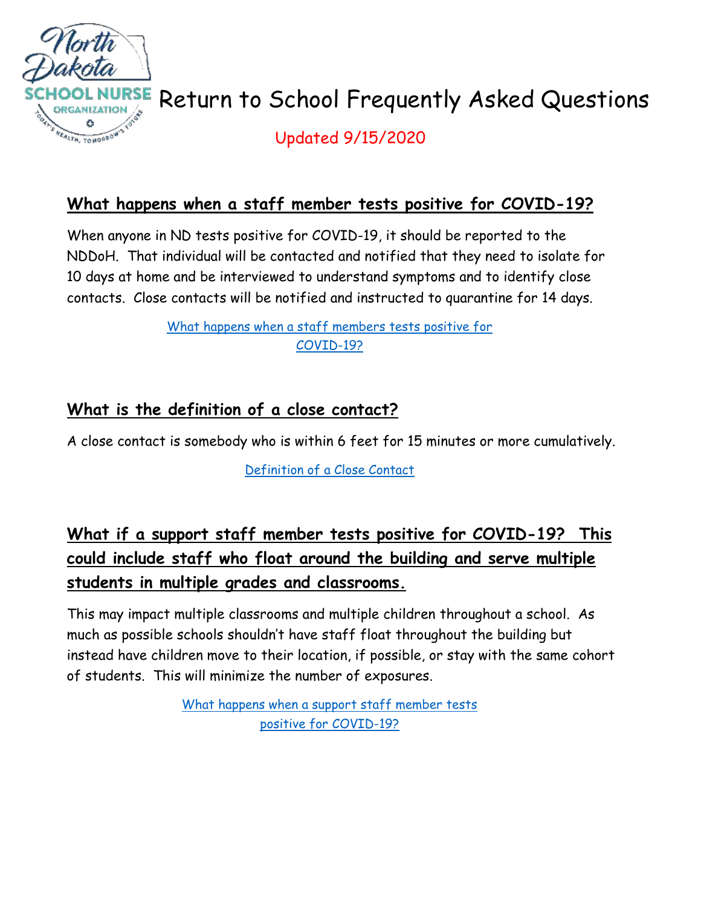# Return to School Frequently Asked Questions

Updated 9/15/2020

## What happens when a staff member tests positive for COVID-19?

When anyone in ND tests positive for COVID-19, it should be reported to the NDDoH. That individual will be contacted and notified that they need to isolate for 10 days at home and be interviewed to understand symptoms and to identify close contacts. Close contacts will be notified and instructed to quarantine for 14 days.

[What happens when a staff members tests positive for COVID-19?]()

## What is the definition of a close contact?

A close contact is somebody who is within 6 feet for 15 minutes or more cumulatively.

[Definition of a Close Contact]()

## What if a support staff member tests positive for COVID-19? This could include staff who float around the building and serve multiple students in multiple grades and classrooms.

This may impact multiple classrooms and multiple children throughout a school. As much as possible schools shouldn't have staff float throughout the building but instead have children move to their location, if possible, or stay with the same cohort of students. This will minimize the number of exposures.

[What happens when a support staff member tests positive for COVID-19?]()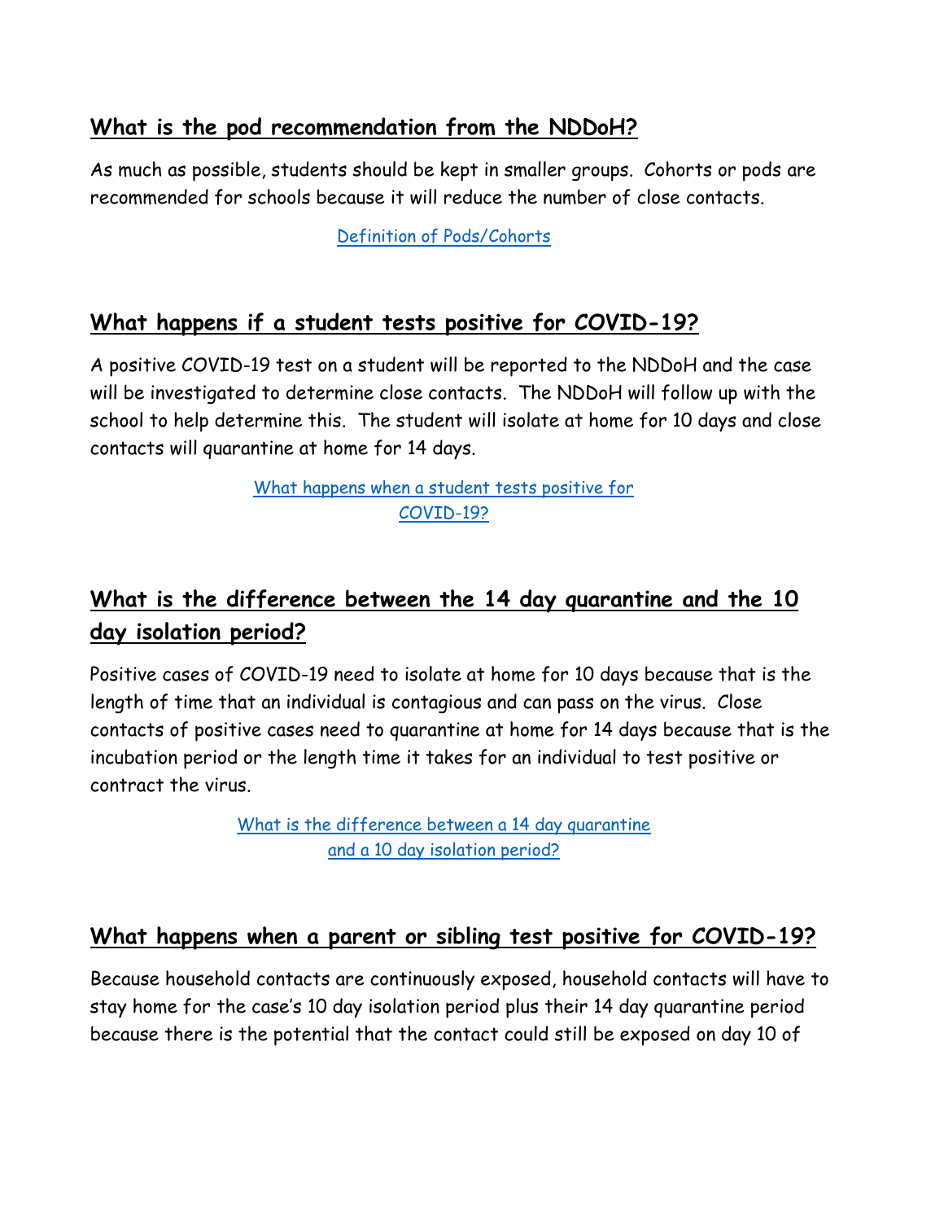## What is the pod recommendation from the NDDoH?

As much as possible, students should be kept in smaller groups. Cohorts or pods are recommended for schools because it will reduce the number of close contacts.

Definition of Pods/Cohorts

## What happens if a student tests positive for COVID-19?

A positive COVID-19 test on a student will be reported to the NDDoH and the case will be investigated to determine close contacts. The NDDoH will follow up with the school to help determine this. The student will isolate at home for 10 days and close contacts will quarantine at home for 14 days.

What happens when a student tests positive for COVID-19?

## What is the difference between the 14 day quarantine and the 10 day isolation period?

Positive cases of COVID-19 need to isolate at home for 10 days because that is the length of time that an individual is contagious and can pass on the virus. Close contacts of positive cases need to quarantine at home for 14 days because that is the incubation period or the length time it takes for an individual to test positive or contract the virus.

What is the difference between a 14 day quarantine and a 10 day isolation period?

## What happens when a parent or sibling test positive for COVID-19?

Because household contacts are continuously exposed, household contacts will have to stay home for the case's 10 day isolation period plus their 14 day quarantine period because there is the potential that the contact could still be exposed on day 10 of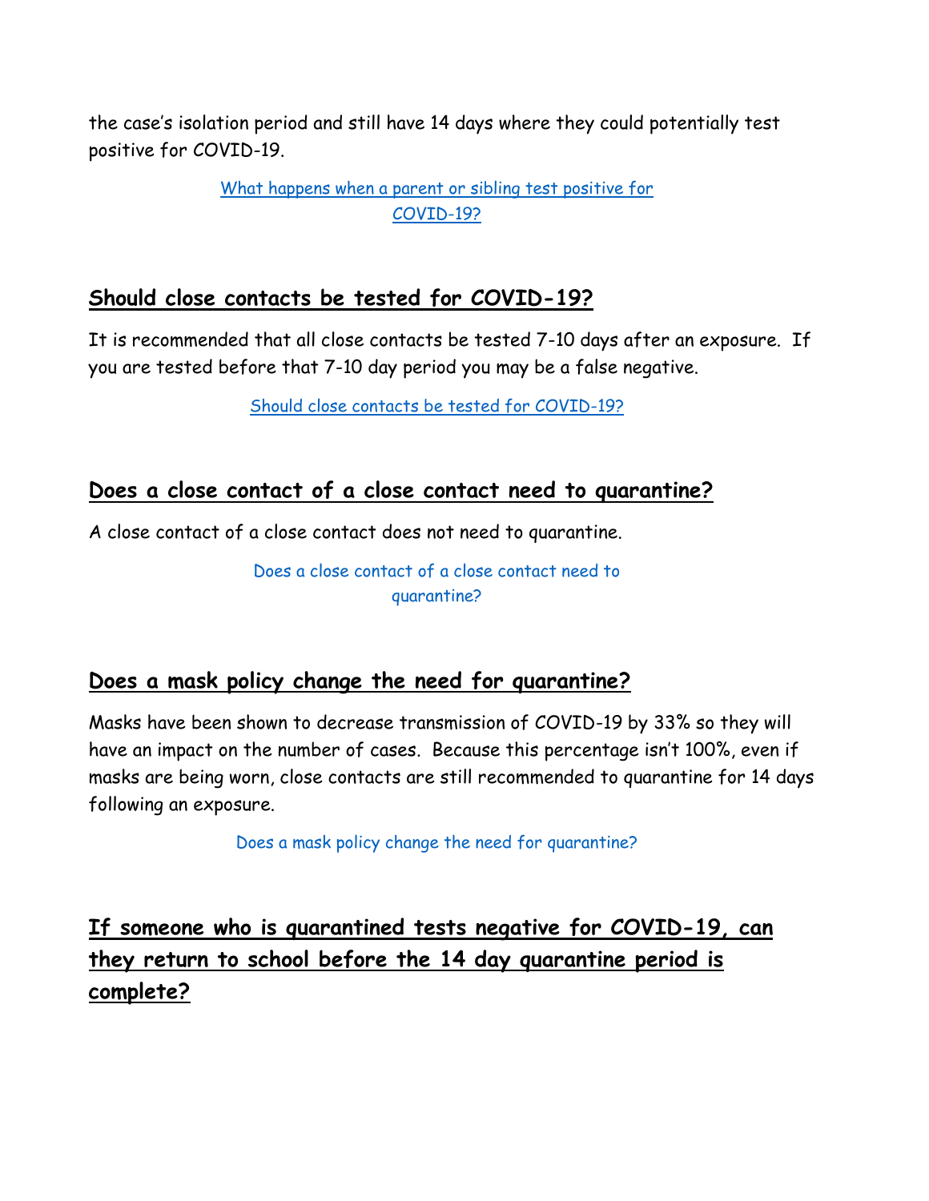the case's isolation period and still have 14 days where they could potentially test positive for COVID-19.

What happens when a parent or sibling test positive for COVID-19?

## Should close contacts be tested for COVID-19?

It is recommended that all close contacts be tested 7-10 days after an exposure. If you are tested before that 7-10 day period you may be a false negative.

Should close contacts be tested for COVID-19?

## Does a close contact of a close contact need to quarantine?

A close contact of a close contact does not need to quarantine.

Does a close contact of a close contact need to quarantine?

## Does a mask policy change the need for quarantine?

Masks have been shown to decrease transmission of COVID-19 by 33% so they will have an impact on the number of cases. Because this percentage isn't 100%, even if masks are being worn, close contacts are still recommended to quarantine for 14 days following an exposure.

Does a mask policy change the need for quarantine?

## If someone who is quarantined tests negative for COVID-19, can they return to school before the 14 day quarantine period is complete?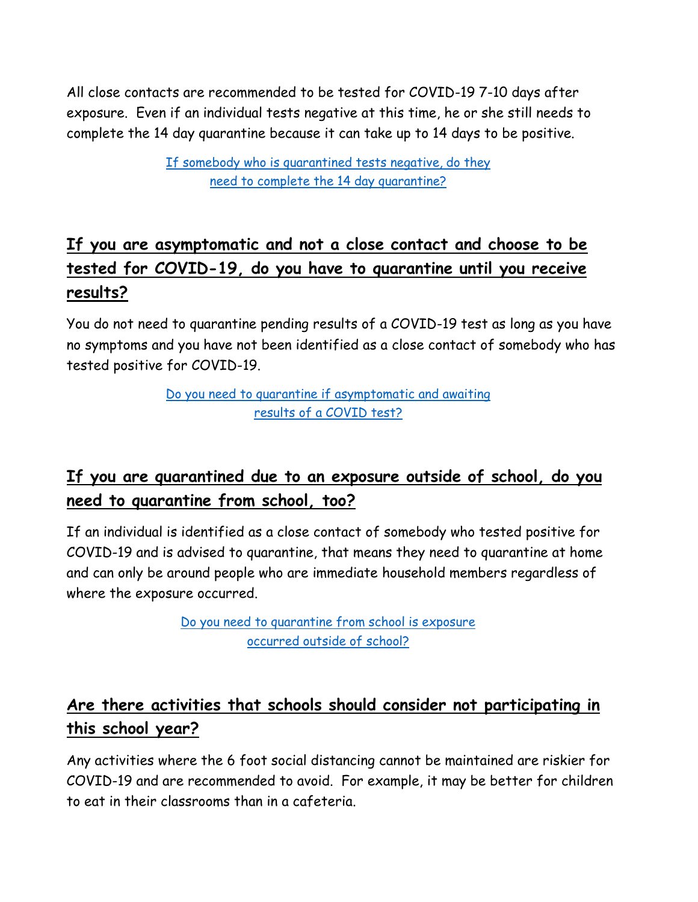All close contacts are recommended to be tested for COVID-19 7-10 days after exposure. Even if an individual tests negative at this time, he or she still needs to complete the 14 day quarantine because it can take up to 14 days to be positive.

[If somebody who is quarantined tests negative, do they need to complete the 14 day quarantine?]

## If you are asymptomatic and not a close contact and choose to be tested for COVID-19, do you have to quarantine until you receive results?

You do not need to quarantine pending results of a COVID-19 test as long as you have no symptoms and you have not been identified as a close contact of somebody who has tested positive for COVID-19.

[Do you need to quarantine if asymptomatic and awaiting results of a COVID test?]

## If you are quarantined due to an exposure outside of school, do you need to quarantine from school, too?

If an individual is identified as a close contact of somebody who tested positive for COVID-19 and is advised to quarantine, that means they need to quarantine at home and can only be around people who are immediate household members regardless of where the exposure occurred.

[Do you need to quarantine from school is exposure occurred outside of school?]

## Are there activities that schools should consider not participating in this school year?

Any activities where the 6 foot social distancing cannot be maintained are riskier for COVID-19 and are recommended to avoid. For example, it may be better for children to eat in their classrooms than in a cafeteria.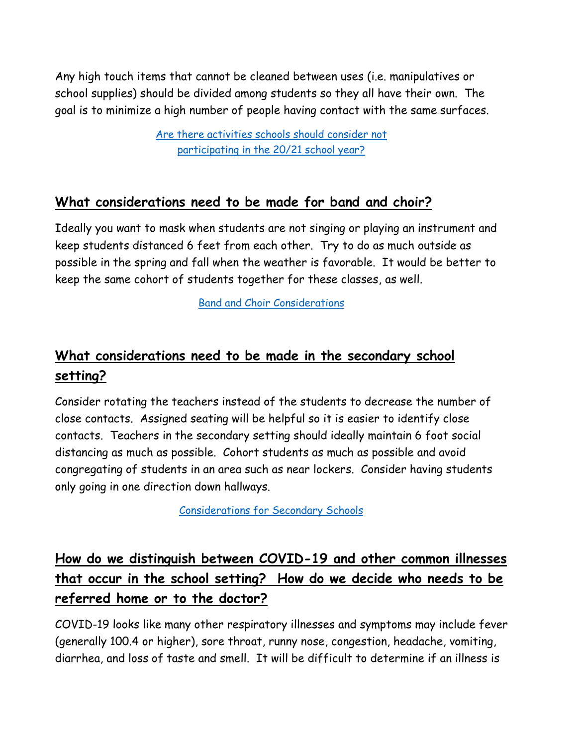Any high touch items that cannot be cleaned between uses (i.e. manipulatives or school supplies) should be divided among students so they all have their own. The goal is to minimize a high number of people having contact with the same surfaces.

Are there activities schools should consider not participating in the 20/21 school year?

## What considerations need to be made for band and choir?

Ideally you want to mask when students are not singing or playing an instrument and keep students distanced 6 feet from each other. Try to do as much outside as possible in the spring and fall when the weather is favorable. It would be better to keep the same cohort of students together for these classes, as well.

Band and Choir Considerations

## What considerations need to be made in the secondary school setting?

Consider rotating the teachers instead of the students to decrease the number of close contacts. Assigned seating will be helpful so it is easier to identify close contacts. Teachers in the secondary setting should ideally maintain 6 foot social distancing as much as possible. Cohort students as much as possible and avoid congregating of students in an area such as near lockers. Consider having students only going in one direction down hallways.

Considerations for Secondary Schools

## How do we distinguish between COVID-19 and other common illnesses that occur in the school setting? How do we decide who needs to be referred home or to the doctor?

COVID-19 looks like many other respiratory illnesses and symptoms may include fever (generally 100.4 or higher), sore throat, runny nose, congestion, headache, vomiting, diarrhea, and loss of taste and smell. It will be difficult to determine if an illness is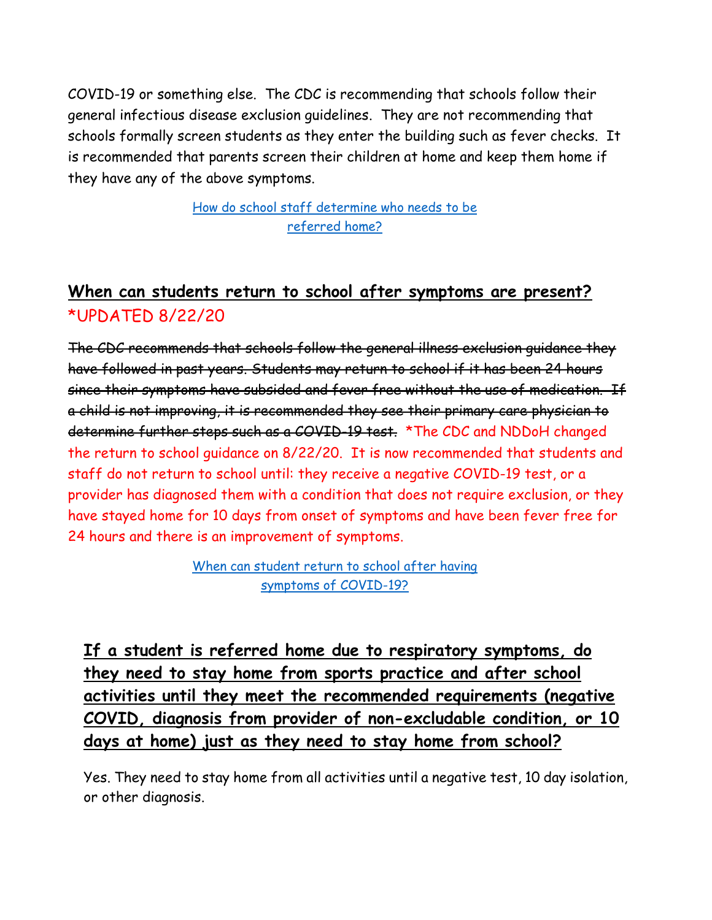COVID-19 or something else. The CDC is recommending that schools follow their general infectious disease exclusion guidelines. They are not recommending that schools formally screen students as they enter the building such as fever checks. It is recommended that parents screen their children at home and keep them home if they have any of the above symptoms.

How do school staff determine who needs to be referred home?

## When can students return to school after symptoms are present? *UPDATED 8/22/20

~~The CDC recommends that schools follow the general illness exclusion guidance they have followed in past years. Students may return to school if it has been 24 hours since their symptoms have subsided and fever free without the use of medication. If a child is not improving, it is recommended they see their primary care physician to determine further steps such as a COVID-19 test.~~ *The CDC and NDDoH changed the return to school guidance on 8/22/20. It is now recommended that students and staff do not return to school until: they receive a negative COVID-19 test, or a provider has diagnosed them with a condition that does not require exclusion, or they have stayed home for 10 days from onset of symptoms and have been fever free for 24 hours and there is an improvement of symptoms.

When can student return to school after having symptoms of COVID-19?

## If a student is referred home due to respiratory symptoms, do they need to stay home from sports practice and after school activities until they meet the recommended requirements (negative COVID, diagnosis from provider of non-excludable condition, or 10 days at home) just as they need to stay home from school?

Yes. They need to stay home from all activities until a negative test, 10 day isolation, or other diagnosis.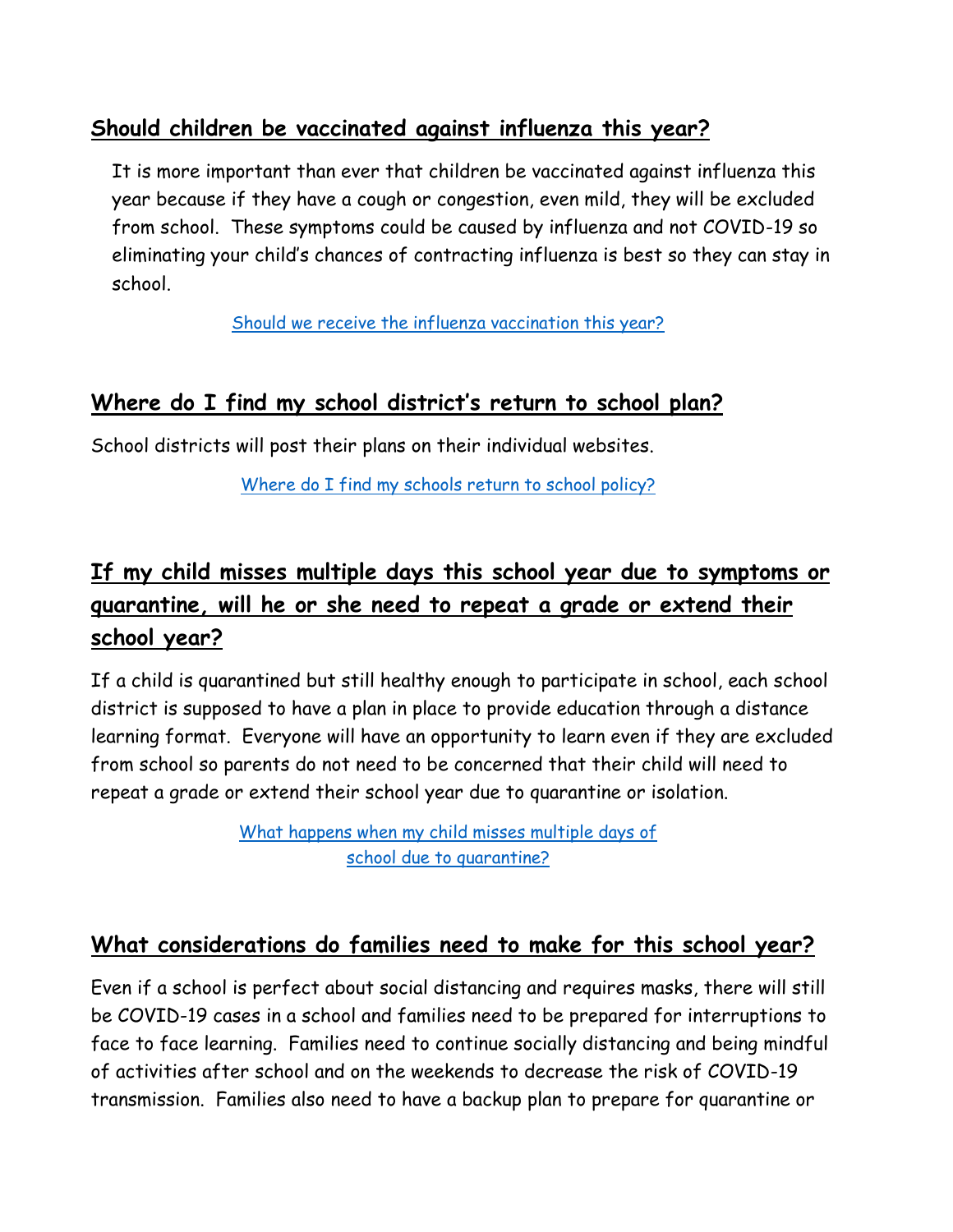## Should children be vaccinated against influenza this year?

It is more important than ever that children be vaccinated against influenza this year because if they have a cough or congestion, even mild, they will be excluded from school. These symptoms could be caused by influenza and not COVID-19 so eliminating your child's chances of contracting influenza is best so they can stay in school.

Should we receive the influenza vaccination this year?

## Where do I find my school district's return to school plan?

School districts will post their plans on their individual websites.

Where do I find my schools return to school policy?

## If my child misses multiple days this school year due to symptoms or quarantine, will he or she need to repeat a grade or extend their school year?

If a child is quarantined but still healthy enough to participate in school, each school district is supposed to have a plan in place to provide education through a distance learning format. Everyone will have an opportunity to learn even if they are excluded from school so parents do not need to be concerned that their child will need to repeat a grade or extend their school year due to quarantine or isolation.

What happens when my child misses multiple days of school due to quarantine?

## What considerations do families need to make for this school year?

Even if a school is perfect about social distancing and requires masks, there will still be COVID-19 cases in a school and families need to be prepared for interruptions to face to face learning. Families need to continue socially distancing and being mindful of activities after school and on the weekends to decrease the risk of COVID-19 transmission. Families also need to have a backup plan to prepare for quarantine or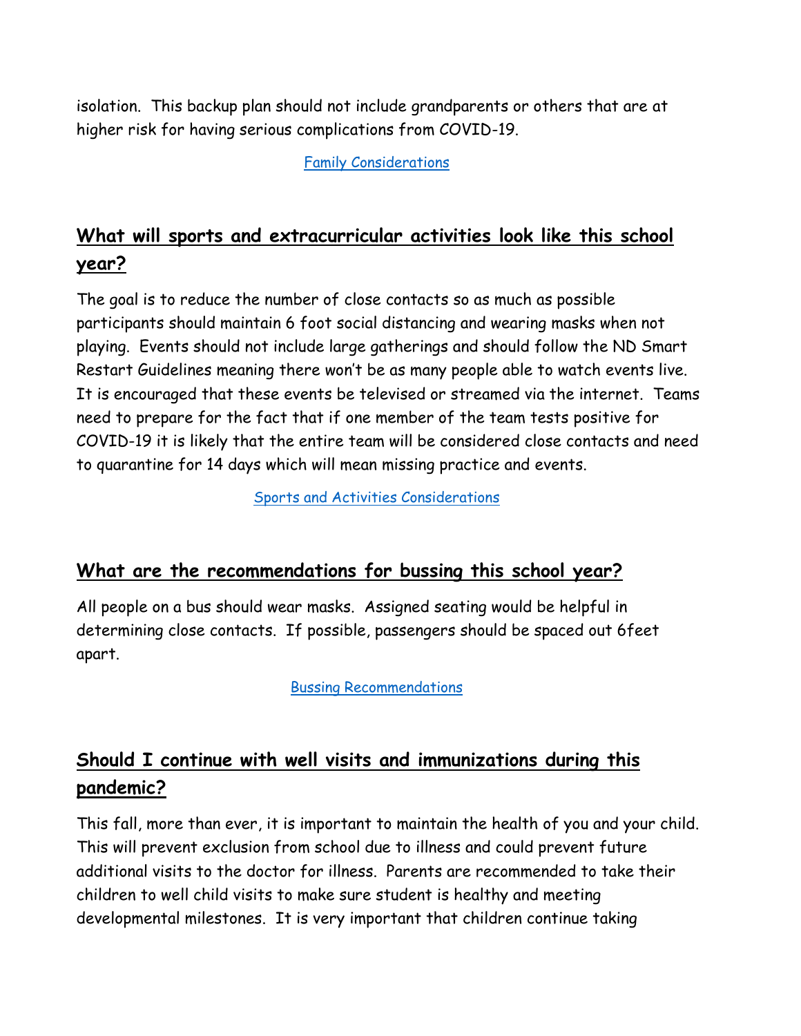isolation. This backup plan should not include grandparents or others that are at higher risk for having serious complications from COVID-19.

Family Considerations

## <u>What will sports and extracurricular activities look like this school year?</u>

The goal is to reduce the number of close contacts so as much as possible participants should maintain 6 foot social distancing and wearing masks when not playing. Events should not include large gatherings and should follow the ND Smart Restart Guidelines meaning there won't be as many people able to watch events live. It is encouraged that these events be televised or streamed via the internet. Teams need to prepare for the fact that if one member of the team tests positive for COVID-19 it is likely that the entire team will be considered close contacts and need to quarantine for 14 days which will mean missing practice and events.

Sports and Activities Considerations

## <u>What are the recommendations for bussing this school year?</u>

All people on a bus should wear masks. Assigned seating would be helpful in determining close contacts. If possible, passengers should be spaced out 6feet apart.

Bussing Recommendations

## <u>Should I continue with well visits and immunizations during this pandemic?</u>

This fall, more than ever, it is important to maintain the health of you and your child. This will prevent exclusion from school due to illness and could prevent future additional visits to the doctor for illness. Parents are recommended to take their children to well child visits to make sure student is healthy and meeting developmental milestones. It is very important that children continue taking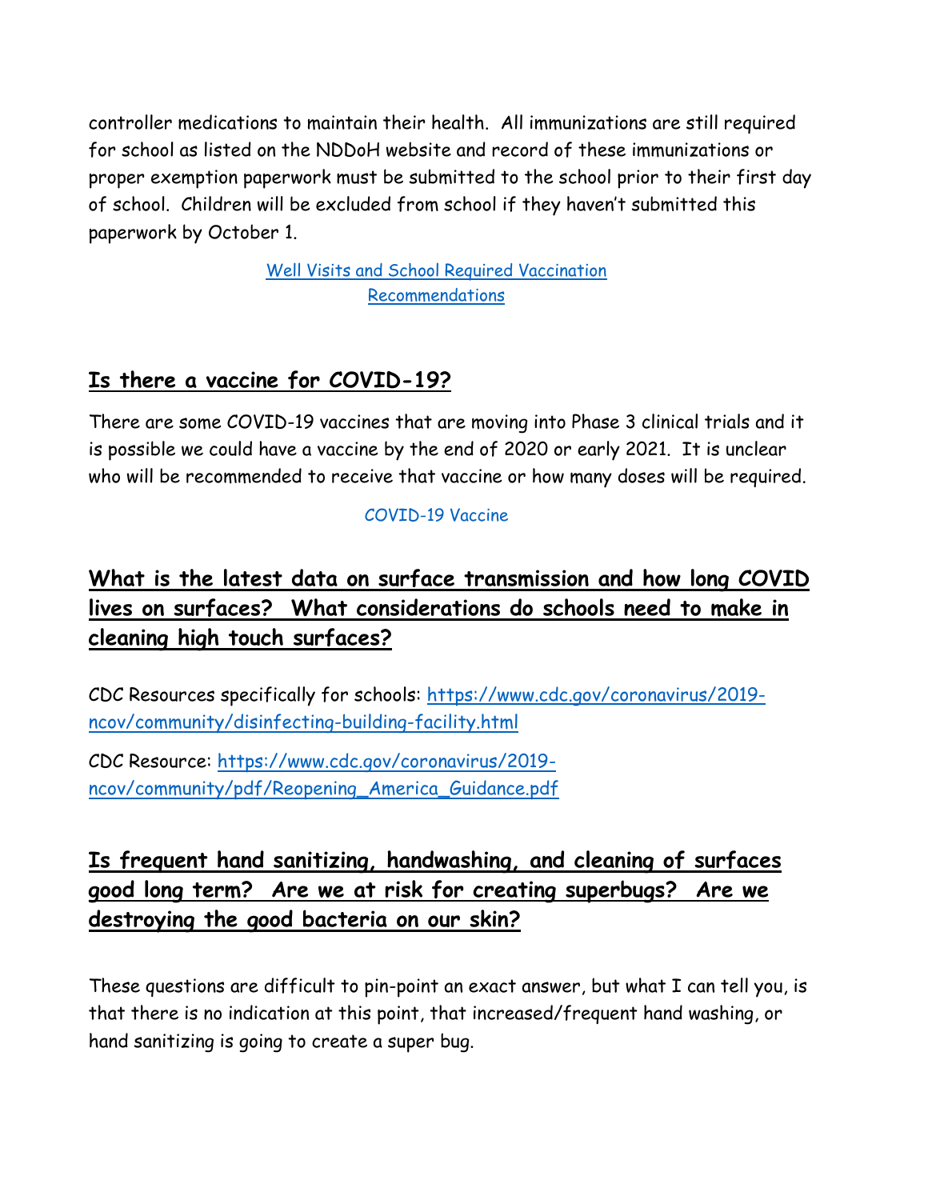controller medications to maintain their health. All immunizations are still required for school as listed on the NDDoH website and record of these immunizations or proper exemption paperwork must be submitted to the school prior to their first day of school. Children will be excluded from school if they haven't submitted this paperwork by October 1.

[Well Visits and School Required Vaccination Recommendations]

## Is there a vaccine for COVID-19?

There are some COVID-19 vaccines that are moving into Phase 3 clinical trials and it is possible we could have a vaccine by the end of 2020 or early 2021. It is unclear who will be recommended to receive that vaccine or how many doses will be required.

COVID-19 Vaccine

## What is the latest data on surface transmission and how long COVID lives on surfaces? What considerations do schools need to make in cleaning high touch surfaces?

CDC Resources specifically for schools: https://www.cdc.gov/coronavirus/2019-ncov/community/disinfecting-building-facility.html

CDC Resource: https://www.cdc.gov/coronavirus/2019-ncov/community/pdf/Reopening_America_Guidance.pdf

## Is frequent hand sanitizing, handwashing, and cleaning of surfaces good long term? Are we at risk for creating superbugs? Are we destroying the good bacteria on our skin?

These questions are difficult to pin-point an exact answer, but what I can tell you, is that there is no indication at this point, that increased/frequent hand washing, or hand sanitizing is going to create a super bug.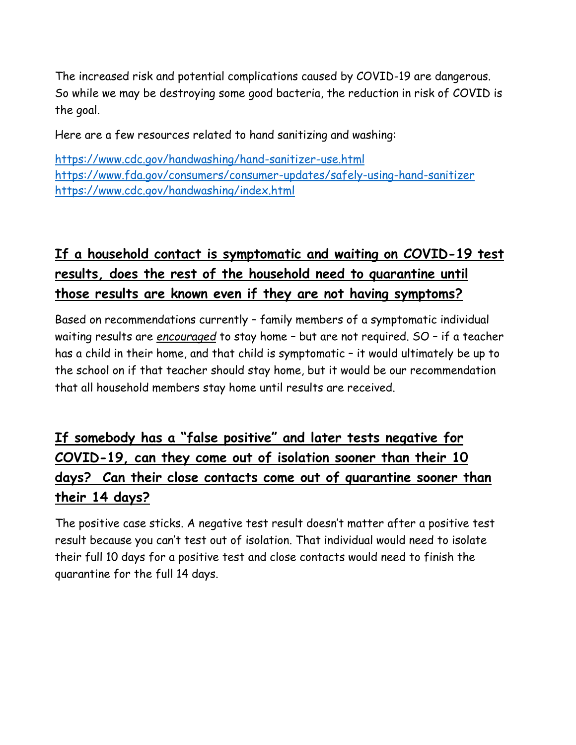The increased risk and potential complications caused by COVID-19 are dangerous. So while we may be destroying some good bacteria, the reduction in risk of COVID is the goal.

Here are a few resources related to hand sanitizing and washing:

https://www.cdc.gov/handwashing/hand-sanitizer-use.html
https://www.fda.gov/consumers/consumer-updates/safely-using-hand-sanitizer
https://www.cdc.gov/handwashing/index.html

## If a household contact is symptomatic and waiting on COVID-19 test results, does the rest of the household need to quarantine until those results are known even if they are not having symptoms?

Based on recommendations currently – family members of a symptomatic individual waiting results are _encouraged_ to stay home – but are not required. SO – if a teacher has a child in their home, and that child is symptomatic – it would ultimately be up to the school on if that teacher should stay home, but it would be our recommendation that all household members stay home until results are received.

## If somebody has a "false positive" and later tests negative for COVID-19, can they come out of isolation sooner than their 10 days? Can their close contacts come out of quarantine sooner than their 14 days?

The positive case sticks. A negative test result doesn't matter after a positive test result because you can't test out of isolation. That individual would need to isolate their full 10 days for a positive test and close contacts would need to finish the quarantine for the full 14 days.